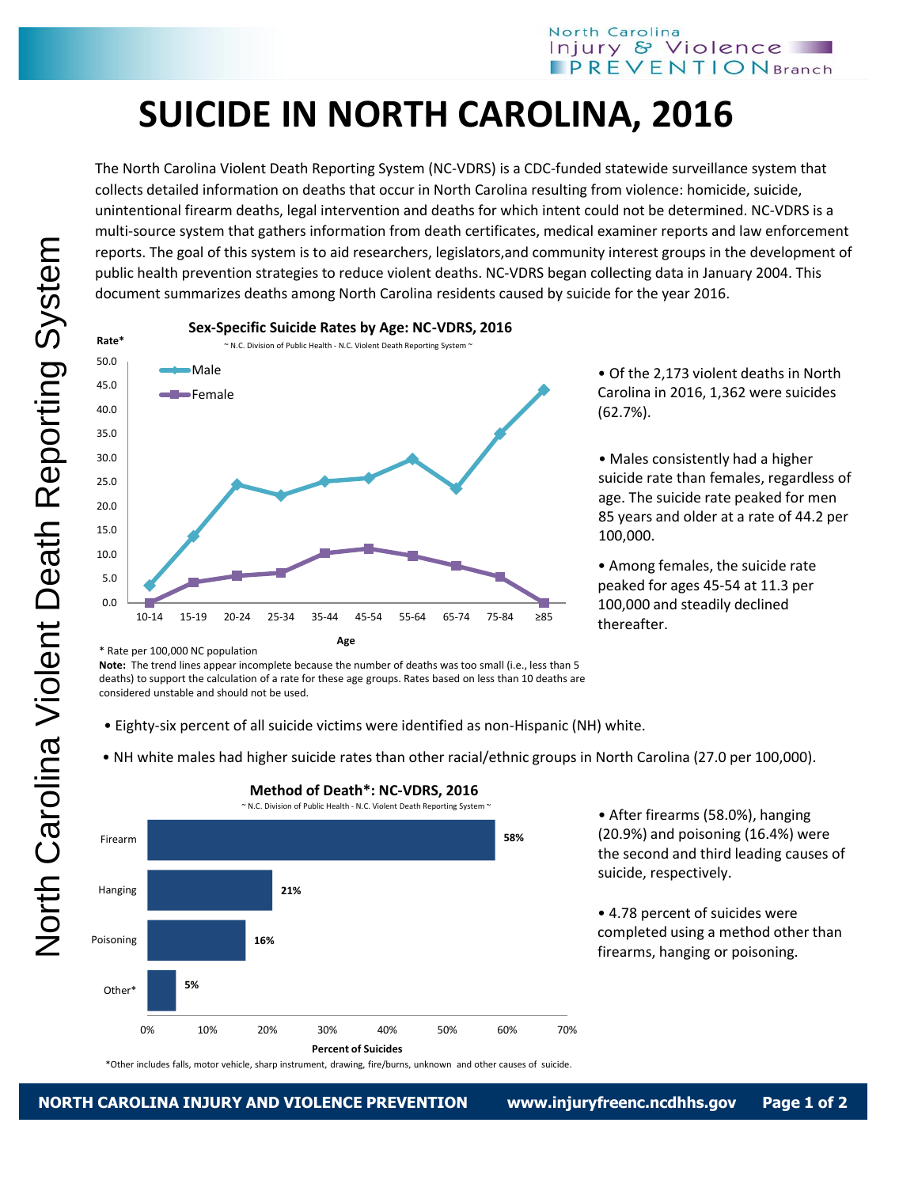# SUICIDE IN NORTH CAROLINA, 2016

The North Carolina Violent Death Reporting System (NC-VDRS) is a CDC-funded statewide surveillance system that collects detailed information on deaths that occur in North Carolina resulting from violence: homicide, suicide, unintentional firearm deaths, legal intervention and deaths for which intent could not be determined. NC-VDRS is a multi-source system that gathers information from death certificates, medical examiner reports and law enforcement reports. The goal of this system is to aid researchers, legislators,and community interest groups in the development of public health prevention strategies to reduce violent deaths. NC-VDRS began collecting data in January 2004. This document summarizes deaths among North Carolina residents caused by suicide for the year 2016.

**Sex-Specific Suicide Rates by Age: NC-VDRS, 2016**

~ N.C. Division of Public Health - N.C. Violent Death Reporting System ~

\* Rate per 100,000 NC population

**Note:** The trend lines appear incomplete because the number of deaths was too small (i.e., less than 5 deaths) to support the calculation of a rate for these age groups. Rates based on less than 10 deaths are considered unstable and should not be used.

- Of the 2,173 violent deaths in North Carolina in 2016, 1,362 were suicides (62.7%).
- Males consistently had a higher suicide rate than females, regardless of age. The suicide rate peaked for men 85 years and older at a rate of 44.2 per 100,000.
- Among females, the suicide rate peaked for ages 45-54 at 11.3 per 100,000 and steadily declined thereafter.
- Eighty-six percent of all suicide victims were identified as non-Hispanic (NH) white.
- NH white males had higher suicide rates than other racial/ethnic groups in North Carolina (27.0 per 100,000).

**Method of Death\*: NC-VDRS, 2016**

~ N.C. Division of Public Health - N.C. Violent Death Reporting System ~

| Method | Percent of Suicides |
|---|---|
| Firearm | 58% |
| Hanging | 21% |
| Poisoning | 16% |
| Other* | 5% |

\*Other includes falls, motor vehicle, sharp instrument, drawing, fire/burns, unknown and other causes of suicide.

- After firearms (58.0%), hanging (20.9%) and poisoning (16.4%) were the second and third leading causes of suicide, respectively.
- 4.78 percent of suicides were completed using a method other than firearms, hanging or poisoning.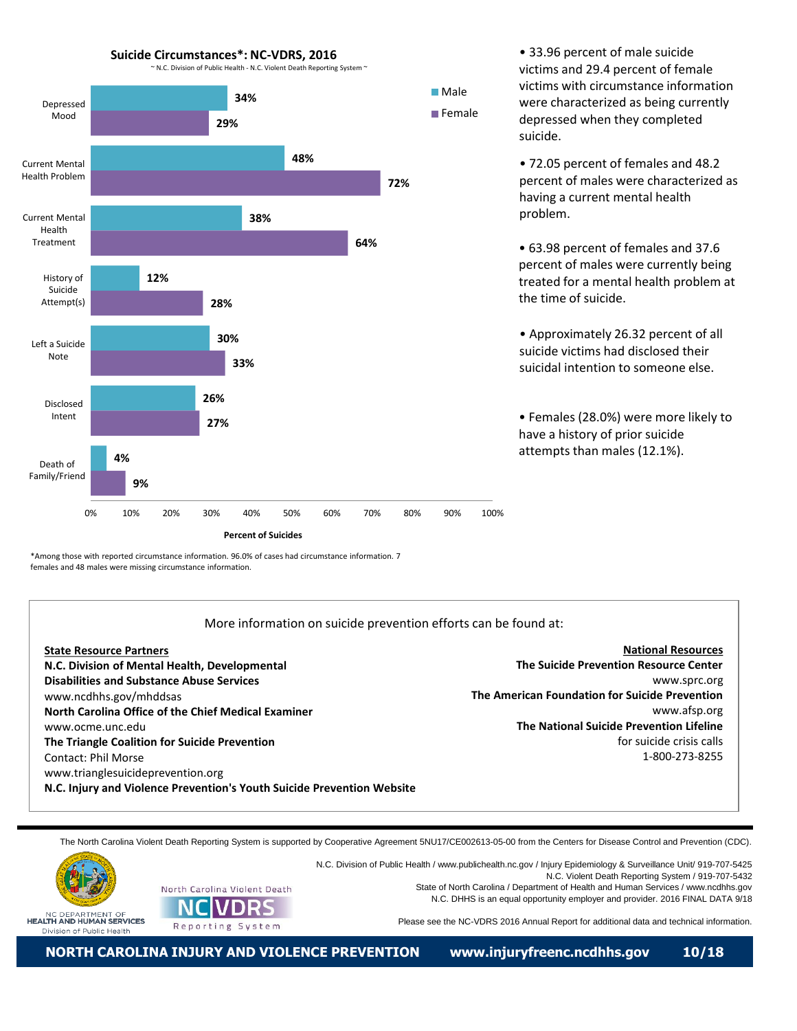## Suicide Circumstances*: NC-VDRS, 2016

~ N.C. Division of Public Health - N.C. Violent Death Reporting System ~

Male
Female

Depressed Mood: 34%, 29%
Current Mental Health Problem: 48%, 72%
Current Mental Health Treatment: 38%, 64%
History of Suicide Attempt(s): 12%, 28%
Left a Suicide Note: 30%, 33%
Disclosed Intent: 26%, 27%
Death of Family/Friend: 4%, 9%

0% 10% 20% 30% 40% 50% 60% 70% 80% 90% 100%

Percent of Suicides

*Among those with reported circumstance information. 96.0% of cases had circumstance information. 7 females and 48 males were missing circumstance information.

- 33.96 percent of male suicide victims and 29.4 percent of female victims with circumstance information were characterized as being currently depressed when they completed suicide.
- 72.05 percent of females and 48.2 percent of males were characterized as having a current mental health problem.
- 63.98 percent of females and 37.6 percent of males were currently being treated for a mental health problem at the time of suicide.
- Approximately 26.32 percent of all suicide victims had disclosed their suicidal intention to someone else.
- Females (28.0%) were more likely to have a history of prior suicide attempts than males (12.1%).

More information on suicide prevention efforts can be found at:

**State Resource Partners**

**N.C. Division of Mental Health, Developmental Disabilities and Substance Abuse Services**
www.ncdhhs.gov/mhddsas

**North Carolina Office of the Chief Medical Examiner**
www.ocme.unc.edu

**The Triangle Coalition for Suicide Prevention**
Contact: Phil Morse
www.trianglesuicideprevention.org

**N.C. Injury and Violence Prevention's Youth Suicide Prevention Website**

**National Resources**

**The Suicide Prevention Resource Center**
www.sprc.org

**The American Foundation for Suicide Prevention**
www.afsp.org

**The National Suicide Prevention Lifeline**
for suicide crisis calls
1-800-273-8255

The North Carolina Violent Death Reporting System is supported by Cooperative Agreement 5NU17/CE002613-05-00 from the Centers for Disease Control and Prevention (CDC).

NC DEPARTMENT OF HEALTH AND HUMAN SERVICES
Division of Public Health

North Carolina Violent Death
NC VDRS
Reporting System

N.C. Division of Public Health / www.publichealth.nc.gov / Injury Epidemiology & Surveillance Unit/ 919-707-5425
N.C. Violent Death Reporting System / 919-707-5432
State of North Carolina / Department of Health and Human Services / www.ncdhhs.gov
N.C. DHHS is an equal opportunity employer and provider. 2016 FINAL DATA 9/18

Please see the NC-VDRS 2016 Annual Report for additional data and technical information.

**NORTH CAROLINA INJURY AND VIOLENCE PREVENTION** **www.injuryfreenc.ncdhhs.gov** **10/18**